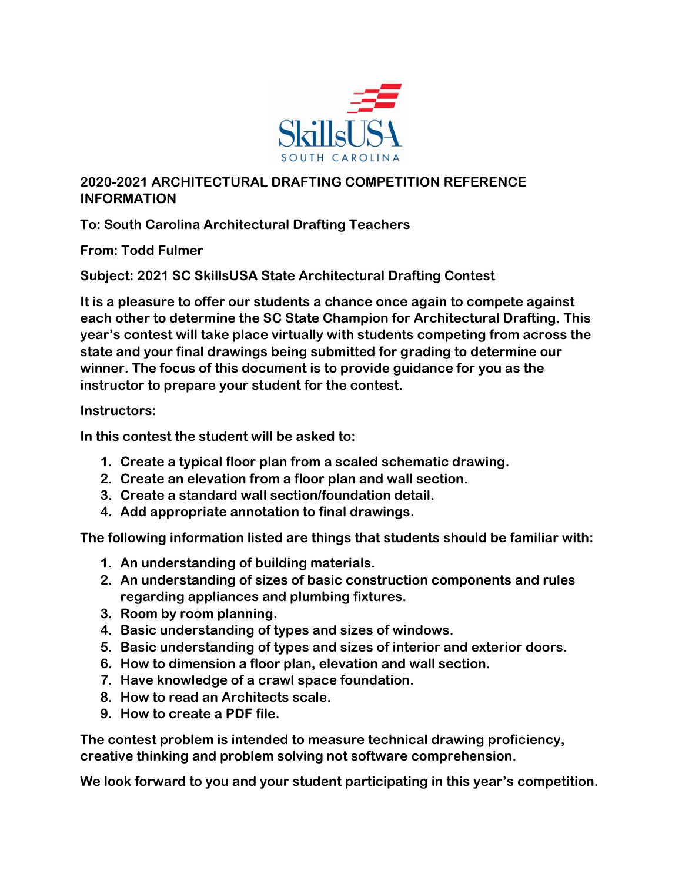SkillsUSA SOUTH CAROLINA

# 2020-2021 ARCHITECTURAL DRAFTING COMPETITION REFERENCE INFORMATION

**To: South Carolina Architectural Drafting Teachers**

**From: Todd Fulmer**

**Subject: 2021 SC SkillsUSA State Architectural Drafting Contest**

**It is a pleasure to offer our students a chance once again to compete against each other to determine the SC State Champion for Architectural Drafting. This year's contest will take place virtually with students competing from across the state and your final drawings being submitted for grading to determine our winner. The focus of this document is to provide guidance for you as the instructor to prepare your student for the contest.**

**Instructors:**

**In this contest the student will be asked to:**

1. **Create a typical floor plan from a scaled schematic drawing.**
2. **Create an elevation from a floor plan and wall section.**
3. **Create a standard wall section/foundation detail.**
4. **Add appropriate annotation to final drawings.**

**The following information listed are things that students should be familiar with:**

1. **An understanding of building materials.**
2. **An understanding of sizes of basic construction components and rules regarding appliances and plumbing fixtures.**
3. **Room by room planning.**
4. **Basic understanding of types and sizes of windows.**
5. **Basic understanding of types and sizes of interior and exterior doors.**
6. **How to dimension a floor plan, elevation and wall section.**
7. **Have knowledge of a crawl space foundation.**
8. **How to read an Architects scale.**
9. **How to create a PDF file.**

**The contest problem is intended to measure technical drawing proficiency, creative thinking and problem solving not software comprehension.**

**We look forward to you and your student participating in this year's competition.**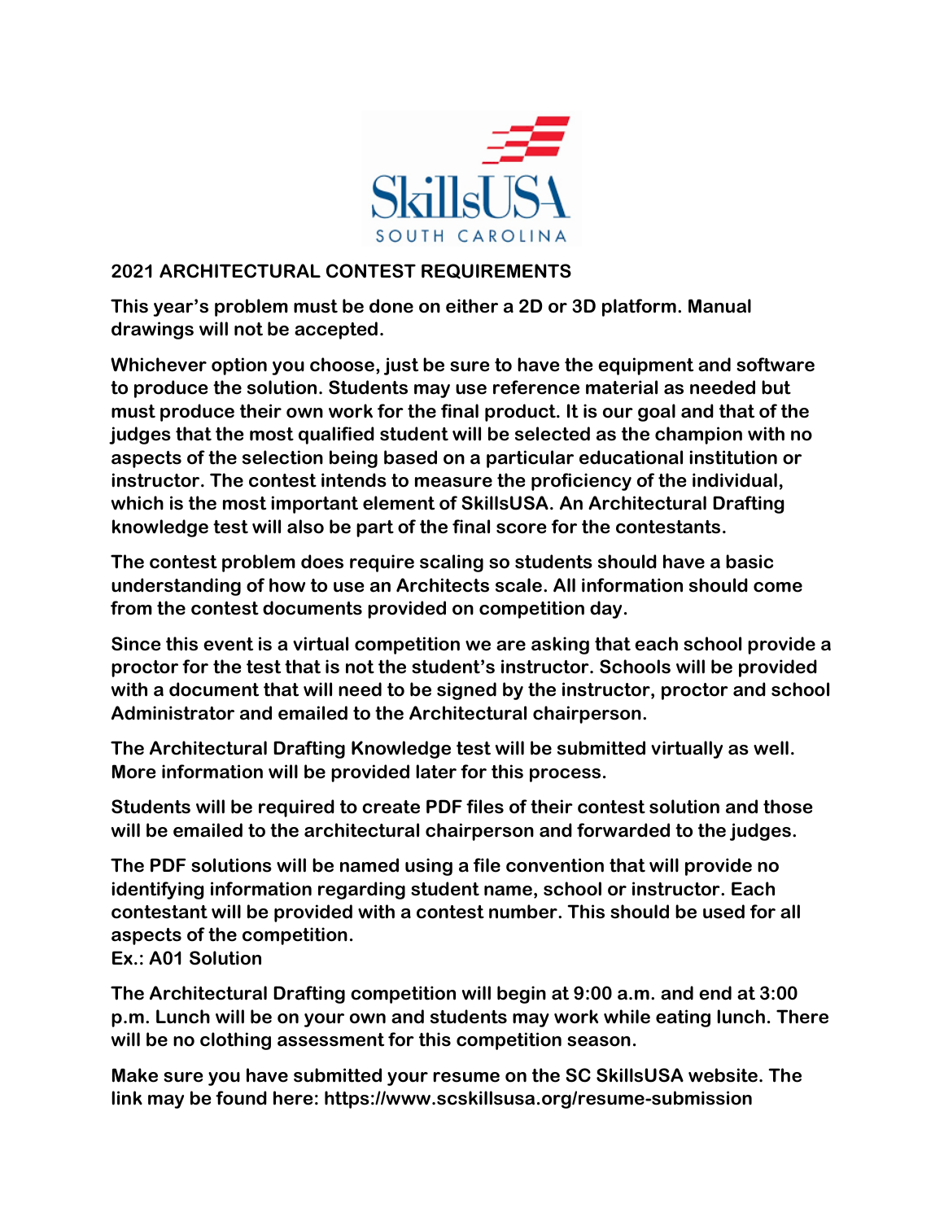# 2021 ARCHITECTURAL CONTEST REQUIREMENTS

**This year's problem must be done on either a 2D or 3D platform. Manual drawings will not be accepted.**

**Whichever option you choose, just be sure to have the equipment and software to produce the solution. Students may use reference material as needed but must produce their own work for the final product. It is our goal and that of the judges that the most qualified student will be selected as the champion with no aspects of the selection being based on a particular educational institution or instructor. The contest intends to measure the proficiency of the individual, which is the most important element of SkillsUSA. An Architectural Drafting knowledge test will also be part of the final score for the contestants.**

**The contest problem does require scaling so students should have a basic understanding of how to use an Architects scale. All information should come from the contest documents provided on competition day.**

**Since this event is a virtual competition we are asking that each school provide a proctor for the test that is not the student's instructor. Schools will be provided with a document that will need to be signed by the instructor, proctor and school Administrator and emailed to the Architectural chairperson.**

**The Architectural Drafting Knowledge test will be submitted virtually as well. More information will be provided later for this process.**

**Students will be required to create PDF files of their contest solution and those will be emailed to the architectural chairperson and forwarded to the judges.**

**The PDF solutions will be named using a file convention that will provide no identifying information regarding student name, school or instructor. Each contestant will be provided with a contest number. This should be used for all aspects of the competition.**
**Ex.: A01 Solution**

**The Architectural Drafting competition will begin at 9:00 a.m. and end at 3:00 p.m. Lunch will be on your own and students may work while eating lunch. There will be no clothing assessment for this competition season.**

**Make sure you have submitted your resume on the SC SkillsUSA website. The link may be found here: https://www.scskillsusa.org/resume-submission**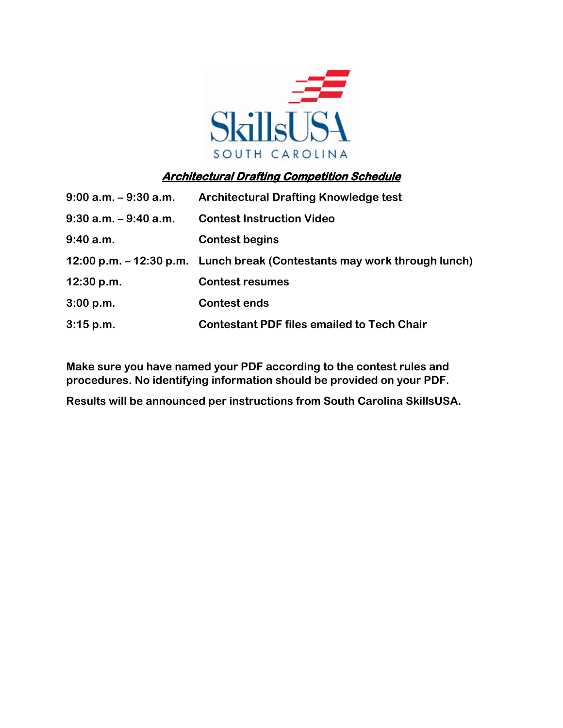SkillsUSA SOUTH CAROLINA

## ***Architectural Drafting Competition Schedule***

| | |
|---|---|
| **9:00 a.m. – 9:30 a.m.** | **Architectural Drafting Knowledge test** |
| **9:30 a.m. – 9:40 a.m.** | **Contest Instruction Video** |
| **9:40 a.m.** | **Contest begins** |
| **12:00 p.m. – 12:30 p.m.** | **Lunch break (Contestants may work through lunch)** |
| **12:30 p.m.** | **Contest resumes** |
| **3:00 p.m.** | **Contest ends** |
| **3:15 p.m.** | **Contestant PDF files emailed to Tech Chair** |

**Make sure you have named your PDF according to the contest rules and procedures. No identifying information should be provided on your PDF.**

**Results will be announced per instructions from South Carolina SkillsUSA.**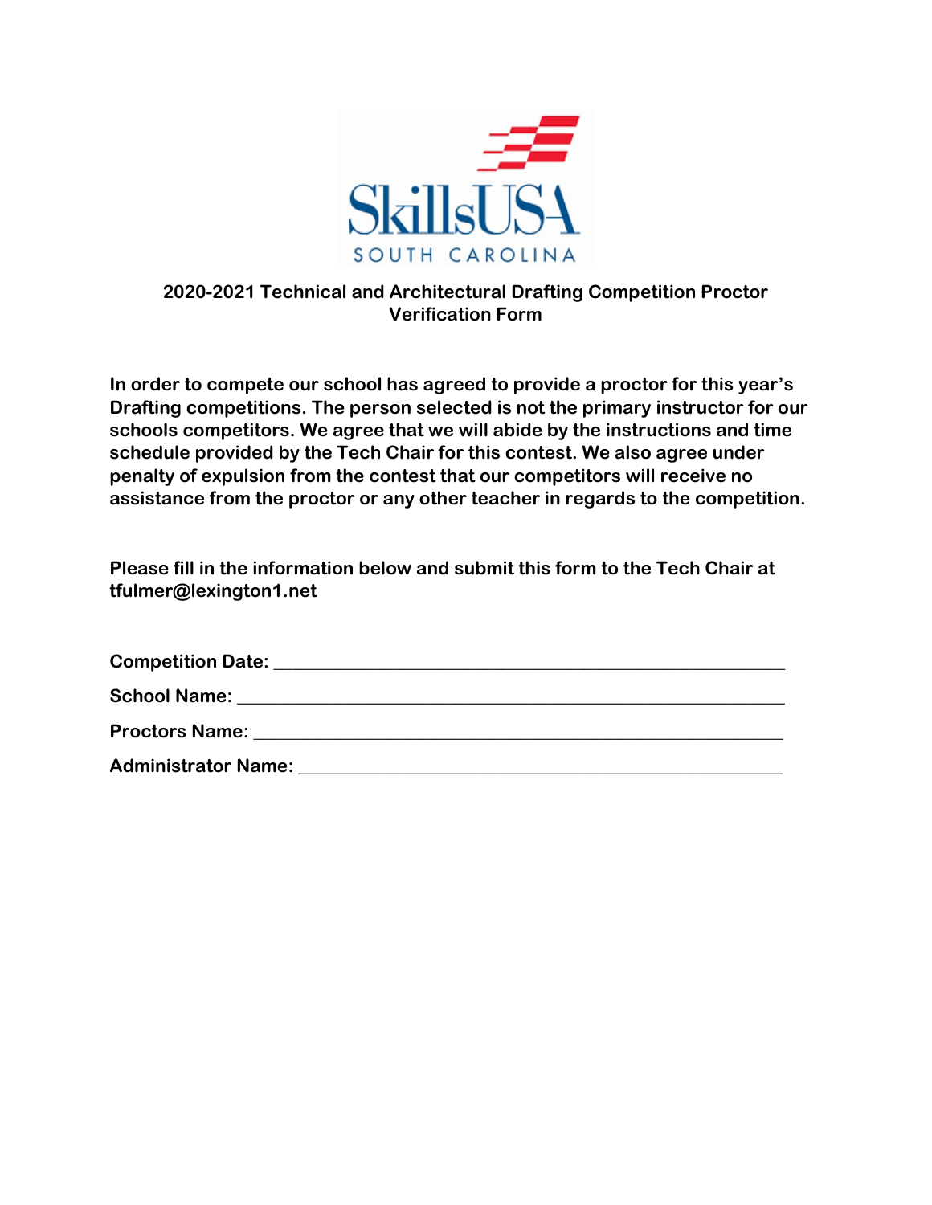SkillsUSA

SOUTH CAROLINA

## 2020-2021 Technical and Architectural Drafting Competition Proctor Verification Form

**In order to compete our school has agreed to provide a proctor for this year's Drafting competitions. The person selected is not the primary instructor for our schools competitors. We agree that we will abide by the instructions and time schedule provided by the Tech Chair for this contest. We also agree under penalty of expulsion from the contest that our competitors will receive no assistance from the proctor or any other teacher in regards to the competition.**

**Please fill in the information below and submit this form to the Tech Chair at tfulmer@lexington1.net**

**Competition Date:** ____________________________________________________

**School Name:** _______________________________________________________

**Proctors Name:** ______________________________________________________

**Administrator Name:** _________________________________________________